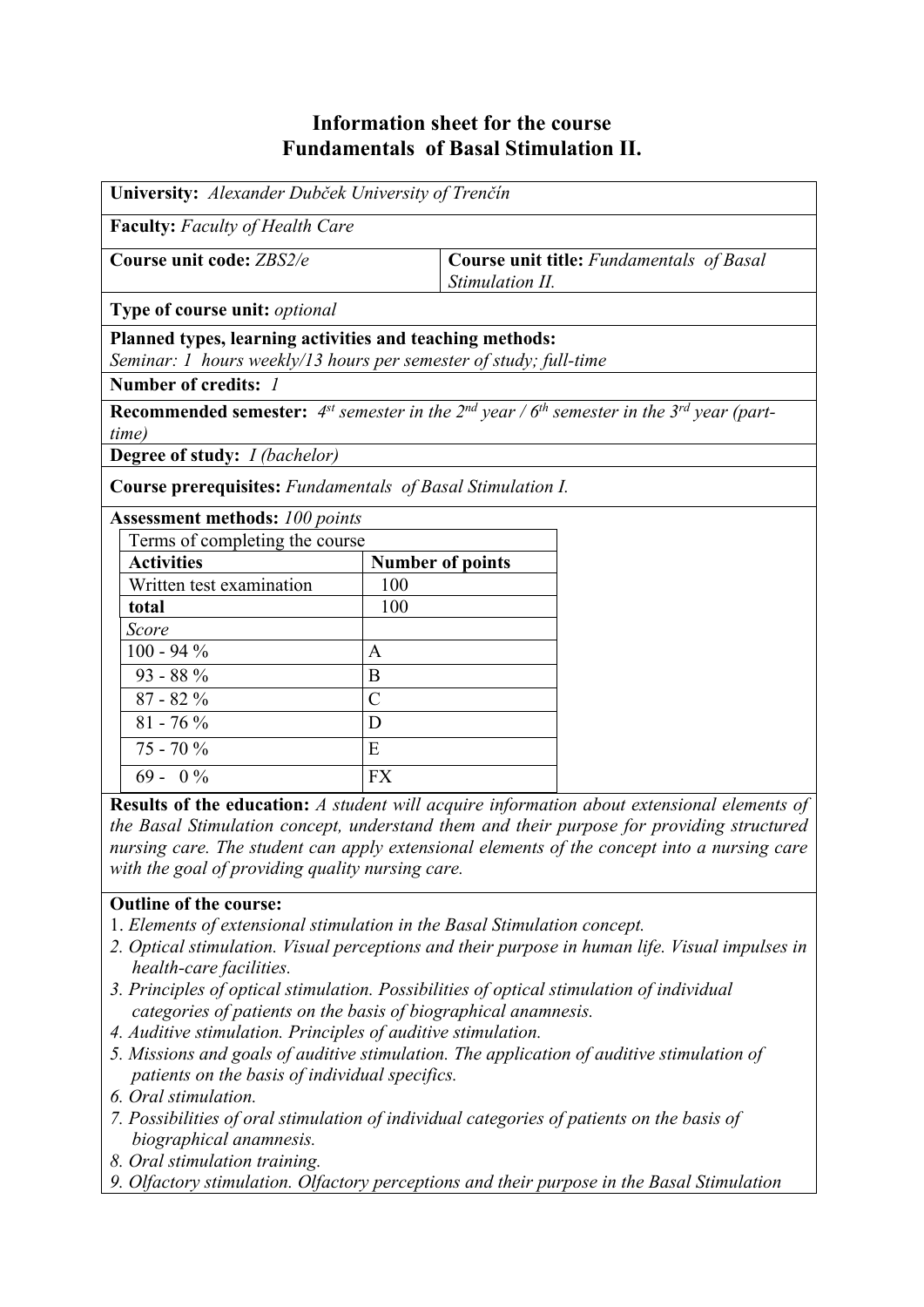# Information sheet for the course
# Fundamentals of Basal Stimulation II.

**University:** *Alexander Dubček University of Trenčín*

**Faculty:** *Faculty of Health Care*

**Course unit code:** *ZBS2/e*

**Course unit title:** *Fundamentals of Basal Stimulation II.*

**Type of course unit:** *optional*

**Planned types, learning activities and teaching methods:**
*Seminar: 1 hours weekly/13 hours per semester of study; full-time*

**Number of credits:** *1*

**Recommended semester:** *4st semester in the 2nd year / 6th semester in the 3rd year (part-time)*

**Degree of study:** *I (bachelor)*

**Course prerequisites:** *Fundamentals of Basal Stimulation I.*

**Assessment methods:** *100 points*

| Terms of completing the course | |
|---|---|
| **Activities** | **Number of points** |
| Written test examination | 100 |
| **total** | 100 |
| *Score* | |
| 100 - 94 % | A |
| 93 - 88 % | B |
| 87 - 82 % | C |
| 81 - 76 % | D |
| 75 - 70 % | E |
| 69 - 0 % | FX |

**Results of the education:** *A student will acquire information about extensional elements of the Basal Stimulation concept, understand them and their purpose for providing structured nursing care. The student can apply extensional elements of the concept into a nursing care with the goal of providing quality nursing care.*

**Outline of the course:**

1. *Elements of extensional stimulation in the Basal Stimulation concept.*
2. *Optical stimulation. Visual perceptions and their purpose in human life. Visual impulses in health-care facilities.*
3. *Principles of optical stimulation. Possibilities of optical stimulation of individual categories of patients on the basis of biographical anamnesis.*
4. *Auditive stimulation. Principles of auditive stimulation.*
5. *Missions and goals of auditive stimulation. The application of auditive stimulation of patients on the basis of individual specifics.*
6. *Oral stimulation.*
7. *Possibilities of oral stimulation of individual categories of patients on the basis of biographical anamnesis.*
8. *Oral stimulation training.*
9. *Olfactory stimulation. Olfactory perceptions and their purpose in the Basal Stimulation*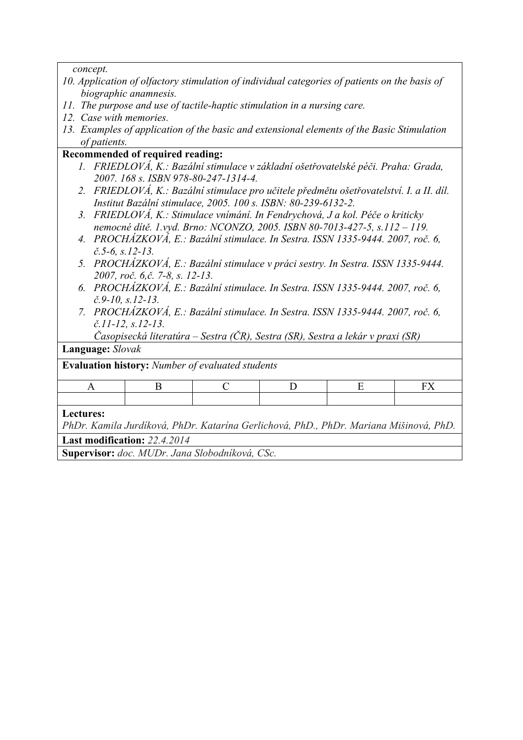*concept.*

10. *Application of olfactory stimulation of individual categories of patients on the basis of biographic anamnesis.*
11. *The purpose and use of tactile-haptic stimulation in a nursing care.*
12. *Case with memories.*
13. *Examples of application of the basic and extensional elements of the Basic Stimulation of patients.*

**Recommended of required reading:**

1. *FRIEDLOVÁ, K.: Bazální stimulace v základní ošetřovatelské péči. Praha: Grada, 2007. 168 s. ISBN 978-80-247-1314-4.*
2. *FRIEDLOVÁ, K.: Bazální stimulace pro učitele předmětu ošetřovatelství. I. a II. díl. Institut Bazální stimulace, 2005. 100 s. ISBN: 80-239-6132-2.*
3. *FRIEDLOVÁ, K.: Stimulace vnímání. In Fendrychová, J a kol. Péče o kriticky nemocné dítě. 1.vyd. Brno: NCONZO, 2005. ISBN 80-7013-427-5, s.112 – 119.*
4. *PROCHÁZKOVÁ, E.: Bazální stimulace. In Sestra. ISSN 1335-9444. 2007, roč. 6, č.5-6, s.12-13.*
5. *PROCHÁZKOVÁ, E.: Bazální stimulace v práci sestry. In Sestra. ISSN 1335-9444. 2007, roč. 6,č. 7-8, s. 12-13.*
6. *PROCHÁZKOVÁ, E.: Bazální stimulace. In Sestra. ISSN 1335-9444. 2007, roč. 6, č.9-10, s.12-13.*
7. *PROCHÁZKOVÁ, E.: Bazální stimulace. In Sestra. ISSN 1335-9444. 2007, roč. 6, č.11-12, s.12-13.*

*Časopisecká literatúra – Sestra (ČR), Sestra (SR), Sestra a lekár v praxi (SR)*

**Language:** *Slovak*

**Evaluation history:** *Number of evaluated students*

| A | B | C | D | E | FX |
|---|---|---|---|---|---|
| | | | | | |

**Lectures:**
*PhDr. Kamila Jurdíková, PhDr. Katarína Gerlichová, PhD., PhDr. Mariana Mišinová, PhD.*

**Last modification:** *22.4.2014*

**Supervisor:** *doc. MUDr. Jana Slobodníková, CSc.*